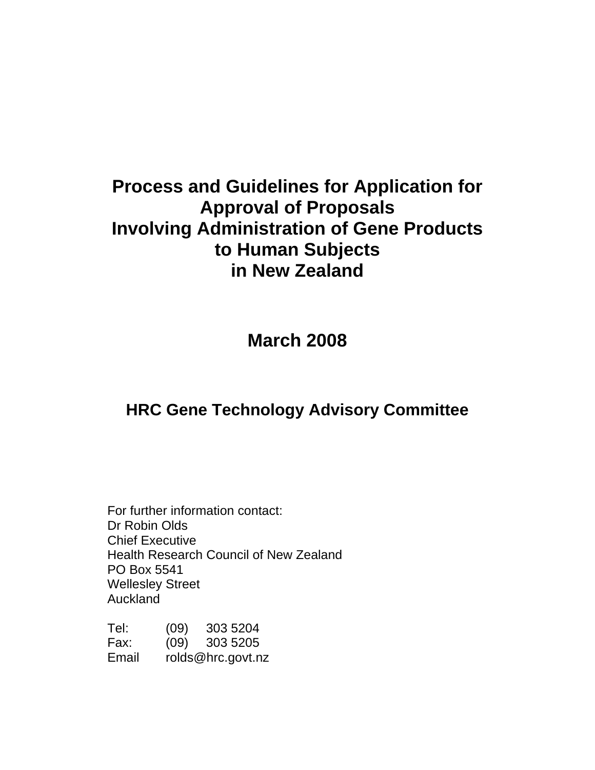# Process and Guidelines for Application for Approval of Proposals Involving Administration of Gene Products to Human Subjects in New Zealand

## March 2008

## HRC Gene Technology Advisory Committee

For further information contact:
Dr Robin Olds
Chief Executive
Health Research Council of New Zealand
PO Box 5541
Wellesley Street
Auckland

Tel: (09) 303 5204
Fax: (09) 303 5205
Email rolds@hrc.govt.nz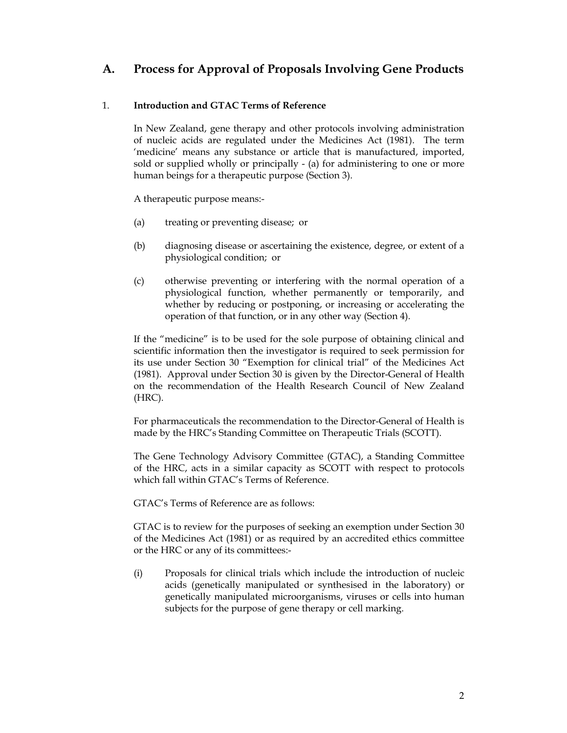## A. Process for Approval of Proposals Involving Gene Products

### 1. Introduction and GTAC Terms of Reference

In New Zealand, gene therapy and other protocols involving administration of nucleic acids are regulated under the Medicines Act (1981). The term 'medicine' means any substance or article that is manufactured, imported, sold or supplied wholly or principally - (a) for administering to one or more human beings for a therapeutic purpose (Section 3).

A therapeutic purpose means:-

(a) treating or preventing disease; or

(b) diagnosing disease or ascertaining the existence, degree, or extent of a physiological condition; or

(c) otherwise preventing or interfering with the normal operation of a physiological function, whether permanently or temporarily, and whether by reducing or postponing, or increasing or accelerating the operation of that function, or in any other way (Section 4).

If the "medicine" is to be used for the sole purpose of obtaining clinical and scientific information then the investigator is required to seek permission for its use under Section 30 "Exemption for clinical trial" of the Medicines Act (1981). Approval under Section 30 is given by the Director-General of Health on the recommendation of the Health Research Council of New Zealand (HRC).

For pharmaceuticals the recommendation to the Director-General of Health is made by the HRC's Standing Committee on Therapeutic Trials (SCOTT).

The Gene Technology Advisory Committee (GTAC), a Standing Committee of the HRC, acts in a similar capacity as SCOTT with respect to protocols which fall within GTAC's Terms of Reference.

GTAC's Terms of Reference are as follows:

GTAC is to review for the purposes of seeking an exemption under Section 30 of the Medicines Act (1981) or as required by an accredited ethics committee or the HRC or any of its committees:-

(i) Proposals for clinical trials which include the introduction of nucleic acids (genetically manipulated or synthesised in the laboratory) or genetically manipulated microorganisms, viruses or cells into human subjects for the purpose of gene therapy or cell marking.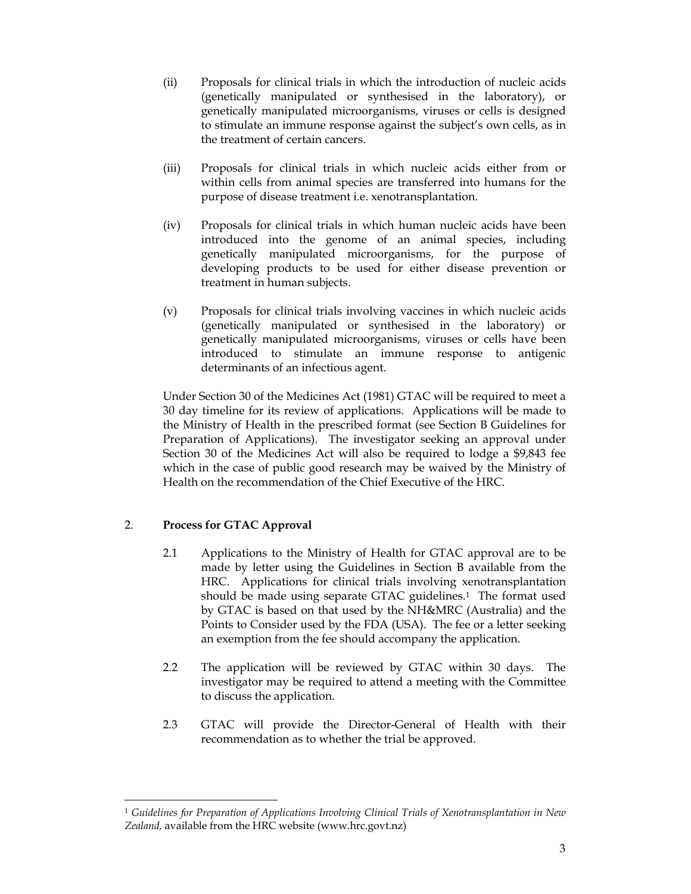(ii) Proposals for clinical trials in which the introduction of nucleic acids (genetically manipulated or synthesised in the laboratory), or genetically manipulated microorganisms, viruses or cells is designed to stimulate an immune response against the subject's own cells, as in the treatment of certain cancers.

(iii) Proposals for clinical trials in which nucleic acids either from or within cells from animal species are transferred into humans for the purpose of disease treatment i.e. xenotransplantation.

(iv) Proposals for clinical trials in which human nucleic acids have been introduced into the genome of an animal species, including genetically manipulated microorganisms, for the purpose of developing products to be used for either disease prevention or treatment in human subjects.

(v) Proposals for clinical trials involving vaccines in which nucleic acids (genetically manipulated or synthesised in the laboratory) or genetically manipulated microorganisms, viruses or cells have been introduced to stimulate an immune response to antigenic determinants of an infectious agent.

Under Section 30 of the Medicines Act (1981) GTAC will be required to meet a 30 day timeline for its review of applications. Applications will be made to the Ministry of Health in the prescribed format (see Section B Guidelines for Preparation of Applications). The investigator seeking an approval under Section 30 of the Medicines Act will also be required to lodge a $9,843 fee which in the case of public good research may be waived by the Ministry of Health on the recommendation of the Chief Executive of the HRC.

## 2. Process for GTAC Approval

2.1 Applications to the Ministry of Health for GTAC approval are to be made by letter using the Guidelines in Section B available from the HRC. Applications for clinical trials involving xenotransplantation should be made using separate GTAC guidelines.[1] The format used by GTAC is based on that used by the NH&MRC (Australia) and the Points to Consider used by the FDA (USA). The fee or a letter seeking an exemption from the fee should accompany the application.

2.2 The application will be reviewed by GTAC within 30 days. The investigator may be required to attend a meeting with the Committee to discuss the application.

2.3 GTAC will provide the Director-General of Health with their recommendation as to whether the trial be approved.

---

[1] *Guidelines for Preparation of Applications Involving Clinical Trials of Xenotransplantation in New Zealand,* available from the HRC website (www.hrc.govt.nz)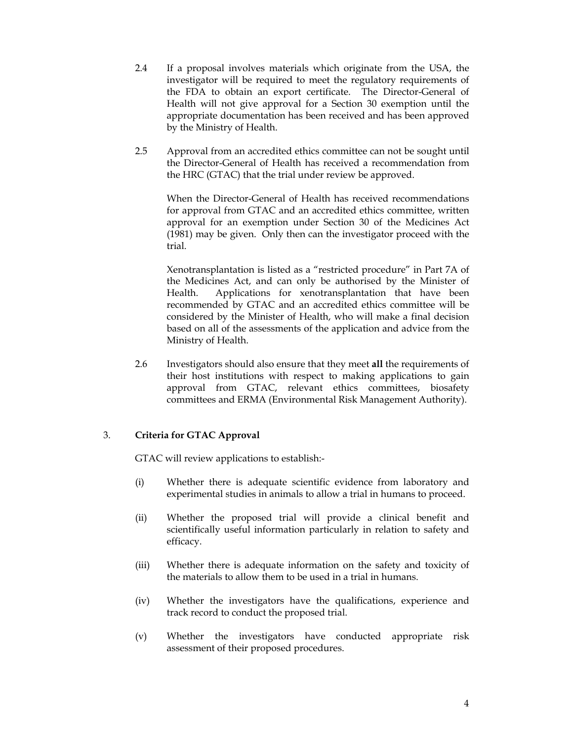2.4 If a proposal involves materials which originate from the USA, the investigator will be required to meet the regulatory requirements of the FDA to obtain an export certificate. The Director-General of Health will not give approval for a Section 30 exemption until the appropriate documentation has been received and has been approved by the Ministry of Health.

2.5 Approval from an accredited ethics committee can not be sought until the Director-General of Health has received a recommendation from the HRC (GTAC) that the trial under review be approved.

When the Director-General of Health has received recommendations for approval from GTAC and an accredited ethics committee, written approval for an exemption under Section 30 of the Medicines Act (1981) may be given. Only then can the investigator proceed with the trial.

Xenotransplantation is listed as a "restricted procedure" in Part 7A of the Medicines Act, and can only be authorised by the Minister of Health. Applications for xenotransplantation that have been recommended by GTAC and an accredited ethics committee will be considered by the Minister of Health, who will make a final decision based on all of the assessments of the application and advice from the Ministry of Health.

2.6 Investigators should also ensure that they meet **all** the requirements of their host institutions with respect to making applications to gain approval from GTAC, relevant ethics committees, biosafety committees and ERMA (Environmental Risk Management Authority).

## 3. Criteria for GTAC Approval

GTAC will review applications to establish:-

(i) Whether there is adequate scientific evidence from laboratory and experimental studies in animals to allow a trial in humans to proceed.

(ii) Whether the proposed trial will provide a clinical benefit and scientifically useful information particularly in relation to safety and efficacy.

(iii) Whether there is adequate information on the safety and toxicity of the materials to allow them to be used in a trial in humans.

(iv) Whether the investigators have the qualifications, experience and track record to conduct the proposed trial.

(v) Whether the investigators have conducted appropriate risk assessment of their proposed procedures.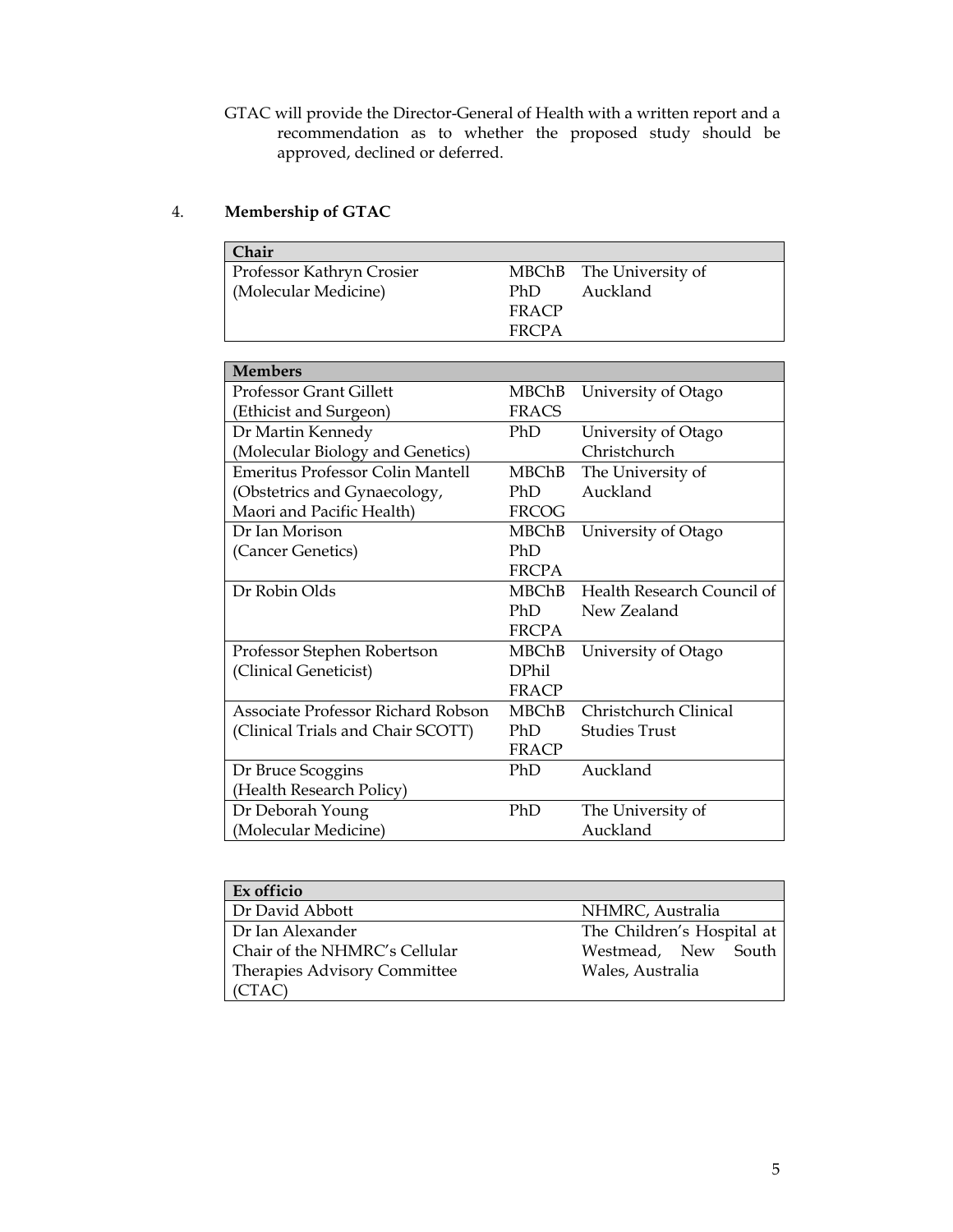GTAC will provide the Director-General of Health with a written report and a recommendation as to whether the proposed study should be approved, declined or deferred.

## 4. Membership of GTAC

| Chair | | |
|---|---|---|
| Professor Kathryn Crosier (Molecular Medicine) | MBChB PhD FRACP FRCPA | The University of Auckland |

| Members | | |
|---|---|---|
| Professor Grant Gillett (Ethicist and Surgeon) | MBChB FRACS | University of Otago |
| Dr Martin Kennedy (Molecular Biology and Genetics) | PhD | University of Otago Christchurch |
| Emeritus Professor Colin Mantell (Obstetrics and Gynaecology, Maori and Pacific Health) | MBChB PhD FRCOG | The University of Auckland |
| Dr Ian Morison (Cancer Genetics) | MBChB PhD FRCPA | University of Otago |
| Dr Robin Olds | MBChB PhD FRCPA | Health Research Council of New Zealand |
| Professor Stephen Robertson (Clinical Geneticist) | MBChB DPhil FRACP | University of Otago |
| Associate Professor Richard Robson (Clinical Trials and Chair SCOTT) | MBChB PhD FRACP | Christchurch Clinical Studies Trust |
| Dr Bruce Scoggins (Health Research Policy) | PhD | Auckland |
| Dr Deborah Young (Molecular Medicine) | PhD | The University of Auckland |

| Ex officio | |
|---|---|
| Dr David Abbott | NHMRC, Australia |
| Dr Ian Alexander Chair of the NHMRC's Cellular Therapies Advisory Committee (CTAC) | The Children's Hospital at Westmead, New South Wales, Australia |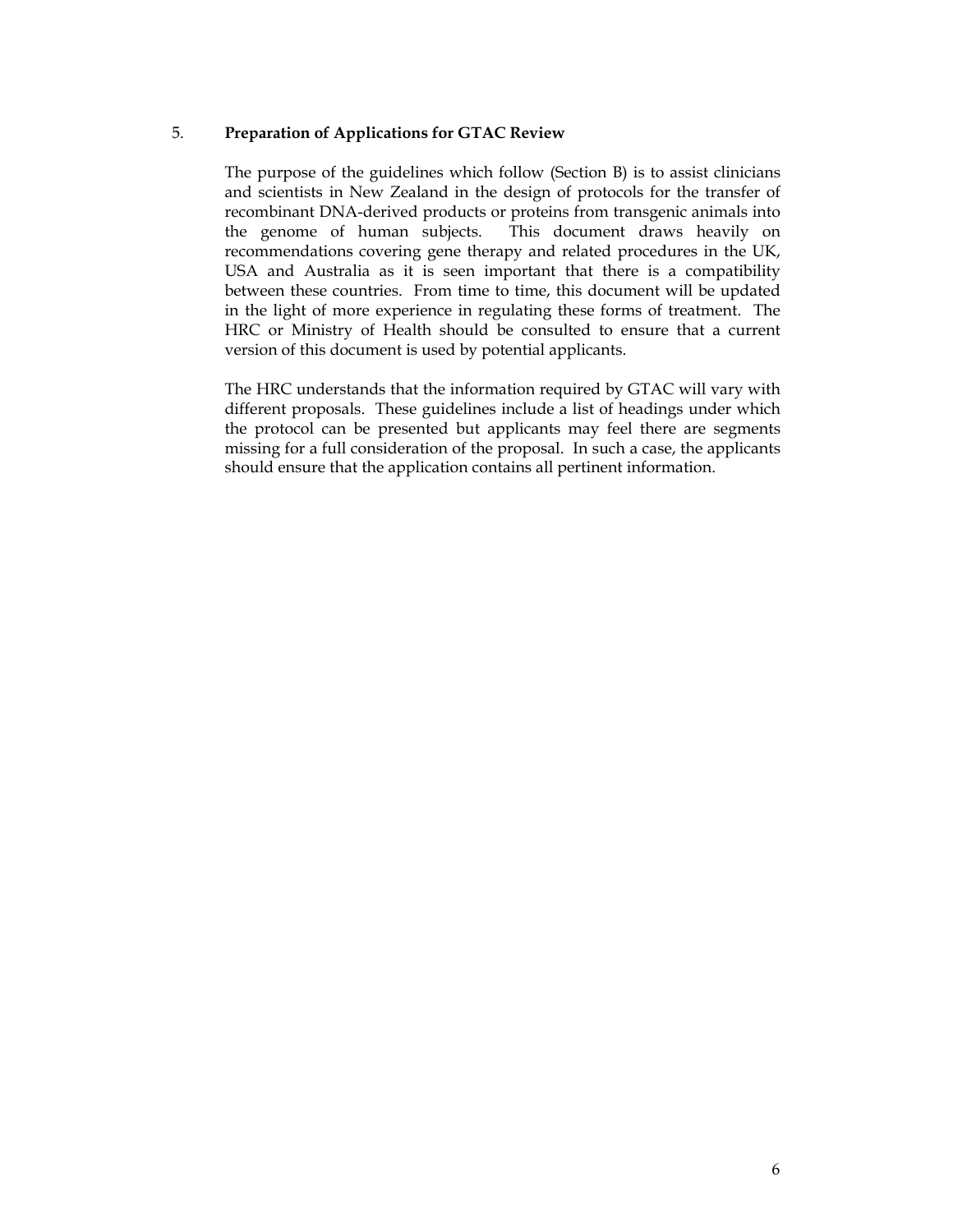## 5. Preparation of Applications for GTAC Review

The purpose of the guidelines which follow (Section B) is to assist clinicians and scientists in New Zealand in the design of protocols for the transfer of recombinant DNA-derived products or proteins from transgenic animals into the genome of human subjects. This document draws heavily on recommendations covering gene therapy and related procedures in the UK, USA and Australia as it is seen important that there is a compatibility between these countries. From time to time, this document will be updated in the light of more experience in regulating these forms of treatment. The HRC or Ministry of Health should be consulted to ensure that a current version of this document is used by potential applicants.

The HRC understands that the information required by GTAC will vary with different proposals. These guidelines include a list of headings under which the protocol can be presented but applicants may feel there are segments missing for a full consideration of the proposal. In such a case, the applicants should ensure that the application contains all pertinent information.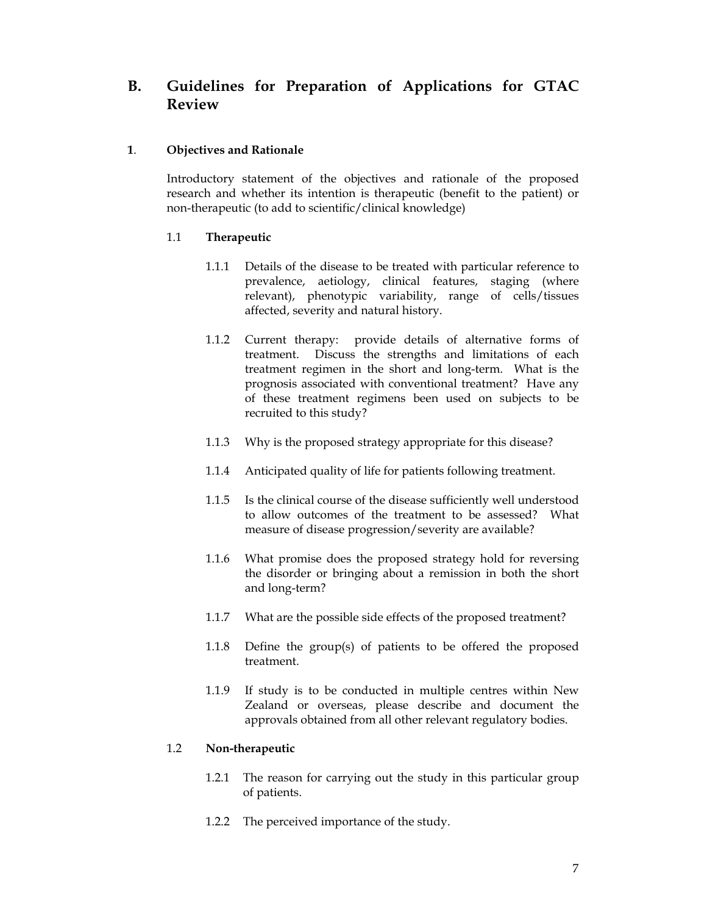## B. Guidelines for Preparation of Applications for GTAC Review

### 1. Objectives and Rationale

Introductory statement of the objectives and rationale of the proposed research and whether its intention is therapeutic (benefit to the patient) or non-therapeutic (to add to scientific/clinical knowledge)

#### 1.1 Therapeutic

1.1.1 Details of the disease to be treated with particular reference to prevalence, aetiology, clinical features, staging (where relevant), phenotypic variability, range of cells/tissues affected, severity and natural history.

1.1.2 Current therapy: provide details of alternative forms of treatment. Discuss the strengths and limitations of each treatment regimen in the short and long-term. What is the prognosis associated with conventional treatment? Have any of these treatment regimens been used on subjects to be recruited to this study?

1.1.3 Why is the proposed strategy appropriate for this disease?

1.1.4 Anticipated quality of life for patients following treatment.

1.1.5 Is the clinical course of the disease sufficiently well understood to allow outcomes of the treatment to be assessed? What measure of disease progression/severity are available?

1.1.6 What promise does the proposed strategy hold for reversing the disorder or bringing about a remission in both the short and long-term?

1.1.7 What are the possible side effects of the proposed treatment?

1.1.8 Define the group(s) of patients to be offered the proposed treatment.

1.1.9 If study is to be conducted in multiple centres within New Zealand or overseas, please describe and document the approvals obtained from all other relevant regulatory bodies.

#### 1.2 Non-therapeutic

1.2.1 The reason for carrying out the study in this particular group of patients.

1.2.2 The perceived importance of the study.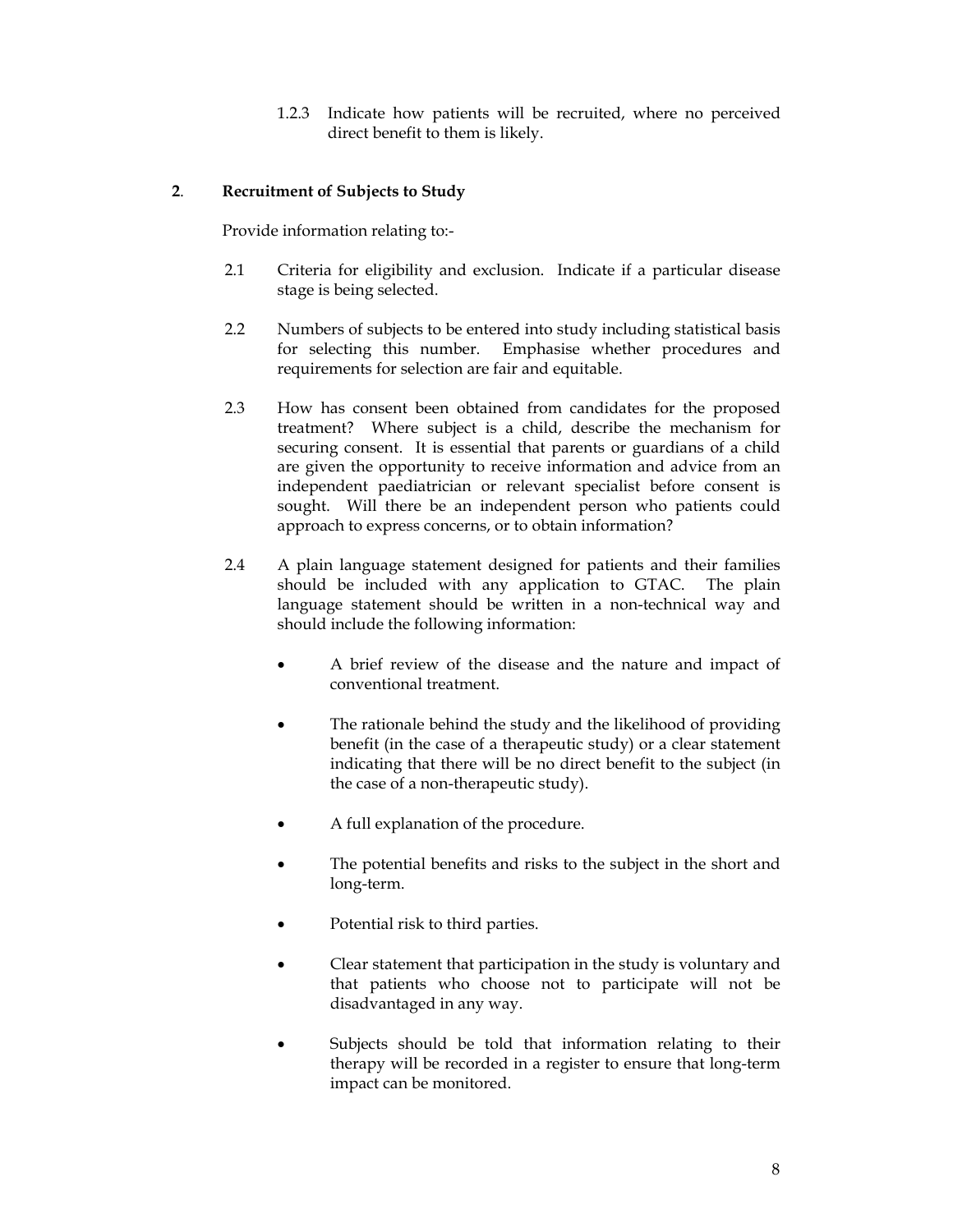1.2.3 Indicate how patients will be recruited, where no perceived direct benefit to them is likely.

## 2. Recruitment of Subjects to Study

Provide information relating to:-

2.1 Criteria for eligibility and exclusion. Indicate if a particular disease stage is being selected.

2.2 Numbers of subjects to be entered into study including statistical basis for selecting this number. Emphasise whether procedures and requirements for selection are fair and equitable.

2.3 How has consent been obtained from candidates for the proposed treatment? Where subject is a child, describe the mechanism for securing consent. It is essential that parents or guardians of a child are given the opportunity to receive information and advice from an independent paediatrician or relevant specialist before consent is sought. Will there be an independent person who patients could approach to express concerns, or to obtain information?

2.4 A plain language statement designed for patients and their families should be included with any application to GTAC. The plain language statement should be written in a non-technical way and should include the following information:

- A brief review of the disease and the nature and impact of conventional treatment.
- The rationale behind the study and the likelihood of providing benefit (in the case of a therapeutic study) or a clear statement indicating that there will be no direct benefit to the subject (in the case of a non-therapeutic study).
- A full explanation of the procedure.
- The potential benefits and risks to the subject in the short and long-term.
- Potential risk to third parties.
- Clear statement that participation in the study is voluntary and that patients who choose not to participate will not be disadvantaged in any way.
- Subjects should be told that information relating to their therapy will be recorded in a register to ensure that long-term impact can be monitored.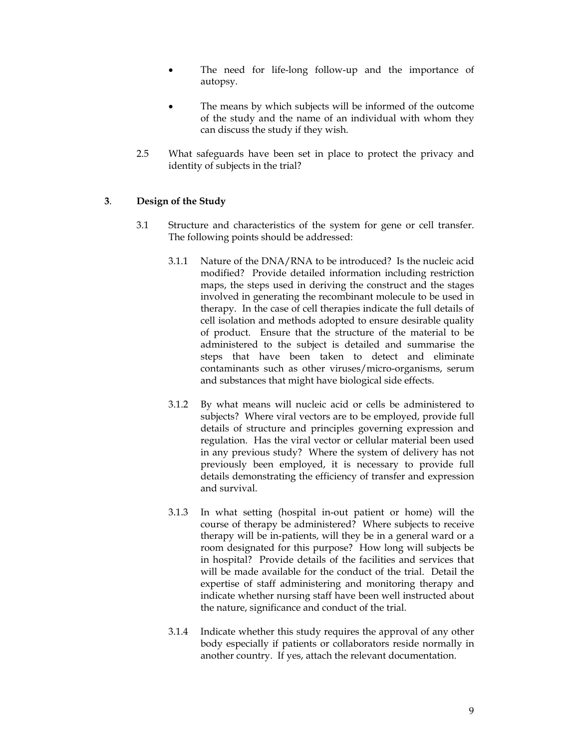- The need for life-long follow-up and the importance of autopsy.

- The means by which subjects will be informed of the outcome of the study and the name of an individual with whom they can discuss the study if they wish.

2.5 What safeguards have been set in place to protect the privacy and identity of subjects in the trial?

## 3. Design of the Study

3.1 Structure and characteristics of the system for gene or cell transfer. The following points should be addressed:

3.1.1 Nature of the DNA/RNA to be introduced? Is the nucleic acid modified? Provide detailed information including restriction maps, the steps used in deriving the construct and the stages involved in generating the recombinant molecule to be used in therapy. In the case of cell therapies indicate the full details of cell isolation and methods adopted to ensure desirable quality of product. Ensure that the structure of the material to be administered to the subject is detailed and summarise the steps that have been taken to detect and eliminate contaminants such as other viruses/micro-organisms, serum and substances that might have biological side effects.

3.1.2 By what means will nucleic acid or cells be administered to subjects? Where viral vectors are to be employed, provide full details of structure and principles governing expression and regulation. Has the viral vector or cellular material been used in any previous study? Where the system of delivery has not previously been employed, it is necessary to provide full details demonstrating the efficiency of transfer and expression and survival.

3.1.3 In what setting (hospital in-out patient or home) will the course of therapy be administered? Where subjects to receive therapy will be in-patients, will they be in a general ward or a room designated for this purpose? How long will subjects be in hospital? Provide details of the facilities and services that will be made available for the conduct of the trial. Detail the expertise of staff administering and monitoring therapy and indicate whether nursing staff have been well instructed about the nature, significance and conduct of the trial.

3.1.4 Indicate whether this study requires the approval of any other body especially if patients or collaborators reside normally in another country. If yes, attach the relevant documentation.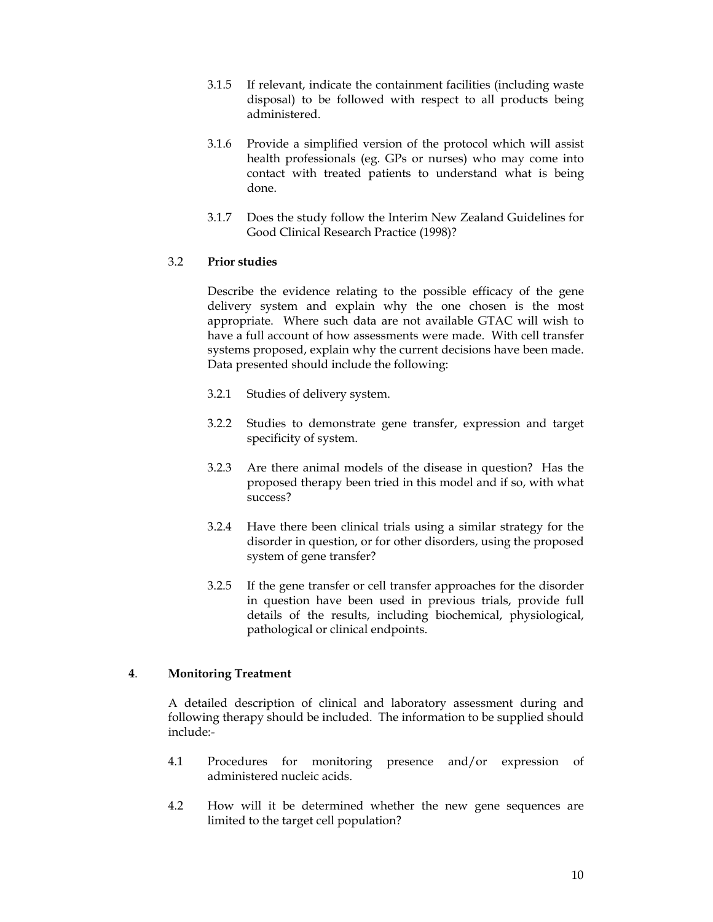3.1.5 If relevant, indicate the containment facilities (including waste disposal) to be followed with respect to all products being administered.

3.1.6 Provide a simplified version of the protocol which will assist health professionals (eg. GPs or nurses) who may come into contact with treated patients to understand what is being done.

3.1.7 Does the study follow the Interim New Zealand Guidelines for Good Clinical Research Practice (1998)?

### 3.2 Prior studies

Describe the evidence relating to the possible efficacy of the gene delivery system and explain why the one chosen is the most appropriate. Where such data are not available GTAC will wish to have a full account of how assessments were made. With cell transfer systems proposed, explain why the current decisions have been made. Data presented should include the following:

3.2.1 Studies of delivery system.

3.2.2 Studies to demonstrate gene transfer, expression and target specificity of system.

3.2.3 Are there animal models of the disease in question? Has the proposed therapy been tried in this model and if so, with what success?

3.2.4 Have there been clinical trials using a similar strategy for the disorder in question, or for other disorders, using the proposed system of gene transfer?

3.2.5 If the gene transfer or cell transfer approaches for the disorder in question have been used in previous trials, provide full details of the results, including biochemical, physiological, pathological or clinical endpoints.

## 4. Monitoring Treatment

A detailed description of clinical and laboratory assessment during and following therapy should be included. The information to be supplied should include:-

4.1 Procedures for monitoring presence and/or expression of administered nucleic acids.

4.2 How will it be determined whether the new gene sequences are limited to the target cell population?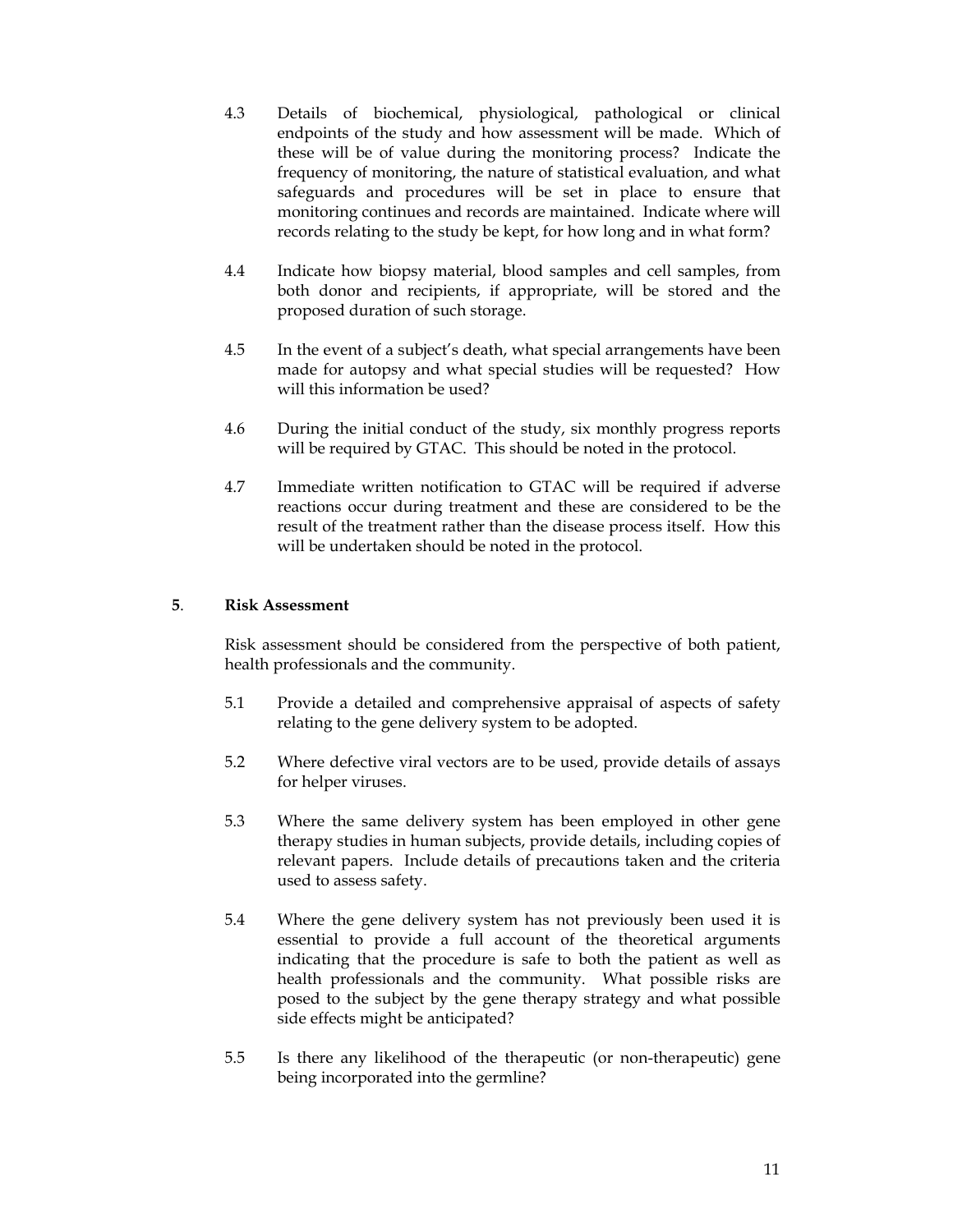4.3 Details of biochemical, physiological, pathological or clinical endpoints of the study and how assessment will be made. Which of these will be of value during the monitoring process? Indicate the frequency of monitoring, the nature of statistical evaluation, and what safeguards and procedures will be set in place to ensure that monitoring continues and records are maintained. Indicate where will records relating to the study be kept, for how long and in what form?

4.4 Indicate how biopsy material, blood samples and cell samples, from both donor and recipients, if appropriate, will be stored and the proposed duration of such storage.

4.5 In the event of a subject's death, what special arrangements have been made for autopsy and what special studies will be requested? How will this information be used?

4.6 During the initial conduct of the study, six monthly progress reports will be required by GTAC. This should be noted in the protocol.

4.7 Immediate written notification to GTAC will be required if adverse reactions occur during treatment and these are considered to be the result of the treatment rather than the disease process itself. How this will be undertaken should be noted in the protocol.

## 5. Risk Assessment

Risk assessment should be considered from the perspective of both patient, health professionals and the community.

5.1 Provide a detailed and comprehensive appraisal of aspects of safety relating to the gene delivery system to be adopted.

5.2 Where defective viral vectors are to be used, provide details of assays for helper viruses.

5.3 Where the same delivery system has been employed in other gene therapy studies in human subjects, provide details, including copies of relevant papers. Include details of precautions taken and the criteria used to assess safety.

5.4 Where the gene delivery system has not previously been used it is essential to provide a full account of the theoretical arguments indicating that the procedure is safe to both the patient as well as health professionals and the community. What possible risks are posed to the subject by the gene therapy strategy and what possible side effects might be anticipated?

5.5 Is there any likelihood of the therapeutic (or non-therapeutic) gene being incorporated into the germline?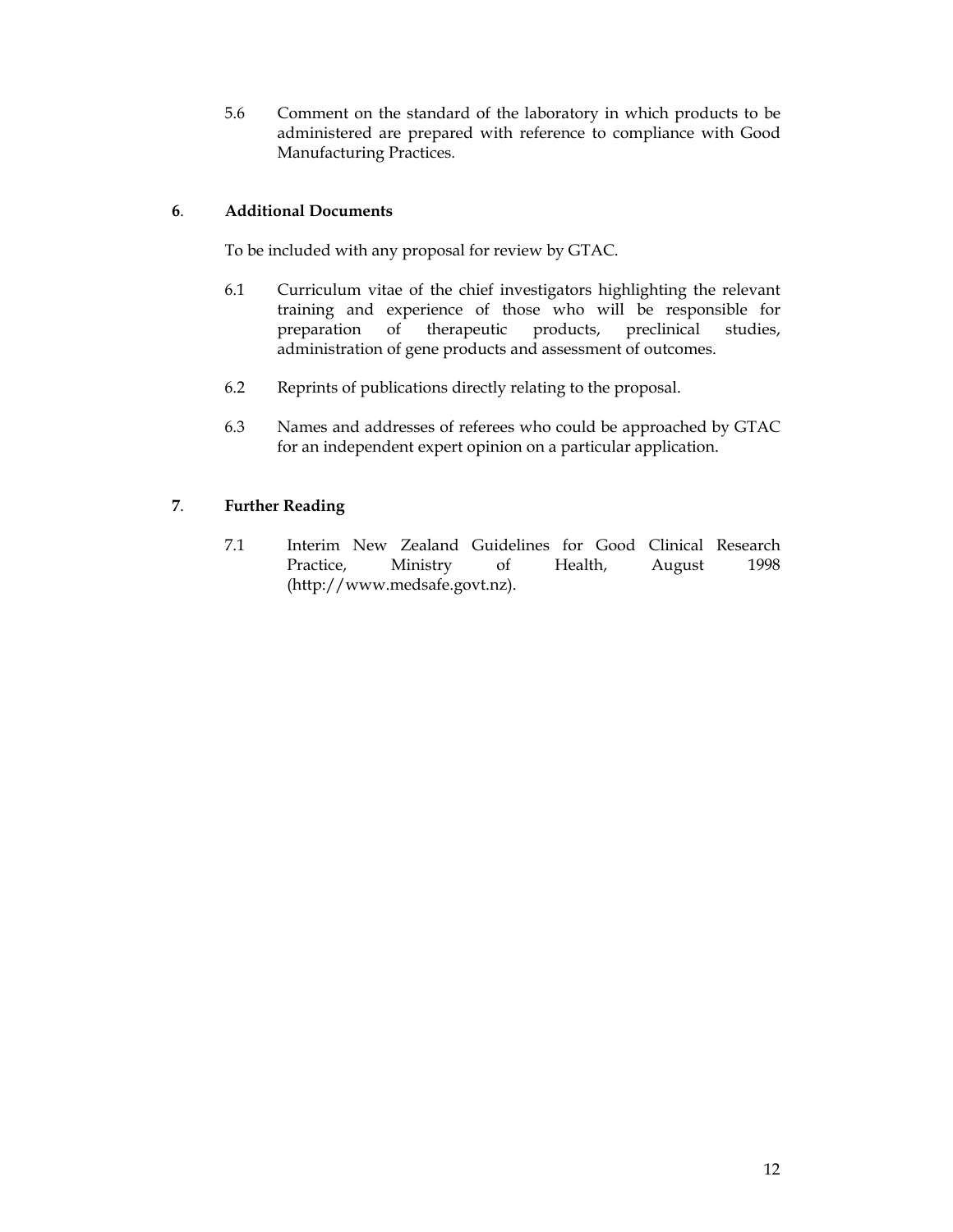5.6 Comment on the standard of the laboratory in which products to be administered are prepared with reference to compliance with Good Manufacturing Practices.

## 6. Additional Documents

To be included with any proposal for review by GTAC.

6.1 Curriculum vitae of the chief investigators highlighting the relevant training and experience of those who will be responsible for preparation of therapeutic products, preclinical studies, administration of gene products and assessment of outcomes.

6.2 Reprints of publications directly relating to the proposal.

6.3 Names and addresses of referees who could be approached by GTAC for an independent expert opinion on a particular application.

## 7. Further Reading

7.1 Interim New Zealand Guidelines for Good Clinical Research Practice, Ministry of Health, August 1998 (http://www.medsafe.govt.nz).